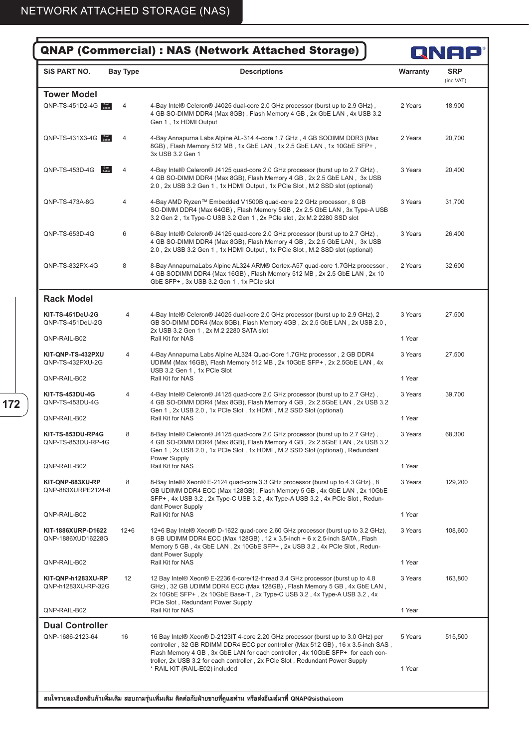# QNAP (Commercial) : NAS (Network Attached Storage)

| SiS PART NO. | Bay Type | Descriptions | Warranty | SRP (inc.VAT) |
|---|---|---|---|---|
| **Tower Model** | | | | |
| QNP-TS-451D2-4G (Best Seller) | 4 | 4-Bay Intel® Celeron® J4025 dual-core 2.0 GHz processor (burst up to 2.9 GHz) , 4 GB SO-DIMM DDR4 (Max 8GB) , Flash Memory 4 GB , 2x GbE LAN , 4x USB 3.2 Gen 1 , 1x HDMI Output | 2 Years | 18,900 |
| QNP-TS-431X3-4G (Best Seller) | 4 | 4-Bay Annapurna Labs Alpine AL-314 4-core 1.7 GHz , 4 GB SODIMM DDR3 (Max 8GB) , Flash Memory 512 MB , 1x GbE LAN , 1x 2.5 GbE LAN , 1x 10GbE SFP+ , 3x USB 3.2 Gen 1 | 2 Years | 20,700 |
| QNP-TS-453D-4G (Best Seller) | 4 | 4-Bay Intel® Celeron® J4125 quad-core 2.0 GHz processor (burst up to 2.7 GHz) , 4 GB SO-DIMM DDR4 (Max 8GB), Flash Memory 4 GB , 2x 2.5 GbE LAN , 3x USB 2.0 , 2x USB 3.2 Gen 1 , 1x HDMI Output , 1x PCIe Slot , M.2 SSD slot (optional) | 3 Years | 20,400 |
| QNP-TS-473A-8G | 4 | 4-Bay AMD Ryzen™ Embedded V1500B quad-core 2.2 GHz processor , 8 GB SO-DIMM DDR4 (Max 64GB) , Flash Memory 5GB , 2x 2.5 GbE LAN , 3x Type-A USB 3.2 Gen 2 , 1x Type-C USB 3.2 Gen 1 , 2x PCIe slot , 2x M.2 2280 SSD slot | 3 Years | 31,700 |
| QNP-TS-653D-4G | 6 | 6-Bay Intel® Celeron® J4125 quad-core 2.0 GHz processor (burst up to 2.7 GHz) , 4 GB SO-DIMM DDR4 (Max 8GB), Flash Memory 4 GB , 2x 2.5 GbE LAN , 3x USB 2.0 , 2x USB 3.2 Gen 1 , 1x HDMI Output , 1x PCIe Slot , M.2 SSD slot (optional) | 3 Years | 26,400 |
| QNP-TS-832PX-4G | 8 | 8-Bay AnnapurnaLabs Alpine AL324 ARM® Cortex-A57 quad-core 1.7GHz processor , 4 GB SODIMM DDR4 (Max 16GB) , Flash Memory 512 MB , 2x 2.5 GbE LAN , 2x 10 GbE SFP+ , 3x USB 3.2 Gen 1 , 1x PCIe slot | 2 Years | 32,600 |
| **Rack Model** | | | | |
| **KIT-TS-451DeU-2G**<br>QNP-TS-451DeU-2G | 4 | 4-Bay Intel® Celeron® J4025 dual-core 2.0 GHz processor (burst up to 2.9 GHz), 2 GB SO-DIMM DDR4 (Max 8GB), Flash Memory 4GB , 2x 2.5 GbE LAN , 2x USB 2.0 , 2x USB 3.2 Gen 1 , 2x M.2 2280 SATA slot | 3 Years | 27,500 |
| QNP-RAIL-B02 | | Rail Kit for NAS | 1 Year | |
| **KIT-QNP-TS-432PXU**<br>QNP-TS-432PXU-2G | 4 | 4-Bay Annapurna Labs Alpine AL324 Quad-Core 1.7GHz processor , 2 GB DDR4 UDIMM (Max 16GB), Flash Memory 512 MB , 2x 10GbE SFP+ , 2x 2.5GbE LAN , 4x USB 3.2 Gen 1 , 1x PCIe Slot | 3 Years | 27,500 |
| QNP-RAIL-B02 | | Rail Kit for NAS | 1 Year | |
| **KIT-TS-453DU-4G**<br>QNP-TS-453DU-4G | 4 | 4-Bay Intel® Celeron® J4125 quad-core 2.0 GHz processor (burst up to 2.7 GHz) , 4 GB SO-DIMM DDR4 (Max 8GB), Flash Memory 4 GB , 2x 2.5GbE LAN , 2x USB 3.2 Gen 1 , 2x USB 2.0 , 1x PCIe Slot , 1x HDMI , M.2 SSD Slot (optional) | 3 Years | 39,700 |
| QNP-RAIL-B02 | | Rail Kit for NAS | 1 Year | |
| **KIT-TS-853DU-RP4G**<br>QNP-TS-853DU-RP-4G | 8 | 8-Bay Intel® Celeron® J4125 quad-core 2.0 GHz processor (burst up to 2.7 GHz) , 4 GB SO-DIMM DDR4 (Max 8GB), Flash Memory 4 GB , 2x 2.5GbE LAN , 2x USB 3.2 Gen 1 , 2x USB 2.0 , 1x PCIe Slot , 1x HDMI , M.2 SSD Slot (optional) , Redundant Power Supply | 3 Years | 68,300 |
| QNP-RAIL-B02 | | Rail Kit for NAS | 1 Year | |
| **KIT-QNP-883XU-RP**<br>QNP-883XURPE2124-8 | 8 | 8-Bay Intel® Xeon® E-2124 quad-core 3.3 GHz processor (burst up to 4.3 GHz) , 8 GB UDIMM DDR4 ECC (Max 128GB) , Flash Memory 5 GB , 4x GbE LAN , 2x 10GbE SFP+ , 4x USB 3.2 , 2x Type-C USB 3.2 , 4x Type-A USB 3.2 , 4x PCIe Slot , Redundant Power Supply | 3 Years | 129,200 |
| QNP-RAIL-B02 | | Rail Kit for NAS | 1 Year | |
| **KIT-1886XURP-D1622**<br>QNP-1886XUD16228G | 12+6 | 12+6 Bay Intel® Xeon® D-1622 quad-core 2.60 GHz processor (burst up to 3.2 GHz), 8 GB UDIMM DDR4 ECC (Max 128GB) , 12 x 3.5-inch + 6 x 2.5-inch SATA , Flash Memory 5 GB , 4x GbE LAN , 2x 10GbE SFP+ , 2x USB 3.2 , 4x PCIe Slot , Redundant Power Supply | 3 Years | 108,600 |
| QNP-RAIL-B02 | | Rail Kit for NAS | 1 Year | |
| **KIT-QNP-h1283XU-RP**<br>QNP-h1283XU-RP-32G | 12 | 12 Bay Intel® Xeon® E-2236 6-core/12-thread 3.4 GHz processor (burst up to 4.8 GHz) , 32 GB UDIMM DDR4 ECC (Max 128GB) , Flash Memory 5 GB , 4x GbE LAN , 2x 10GbE SFP+ , 2x 10GbE Base-T , 2x Type-C USB 3.2 , 4x Type-A USB 3.2 , 4x PCIe Slot , Redundant Power Supply | 3 Years | 163,800 |
| QNP-RAIL-B02 | | Rail Kit for NAS | 1 Year | |
| **Dual Controller** | | | | |
| QNP-1686-2123-64 | 16 | 16 Bay Intel® Xeon® D-2123IT 4-core 2.20 GHz processor (burst up to 3.0 GHz) per controller , 32 GB RDIMM DDR4 ECC per controller (Max 512 GB) , 16 x 3.5-inch SAS , Flash Memory 4 GB , 3x GbE LAN for each controller , 4x 10GbE SFP+ for each controller, 2x USB 3.2 for each controller , 2x PCIe Slot , Redundant Power Supply | 5 Years | 515,500 |
| | | * RAIL KIT (RAIL-E02) included | 1 Year | |

**สนใจรายละเอียดสินค้าเพิ่มเติม สอบถามรุ่นเพิ่มเติม ติดต่อกับฝ่ายขายที่ดูแลท่าน หรือส่งอีเมล์มาที่ QNAP@sisthai.com**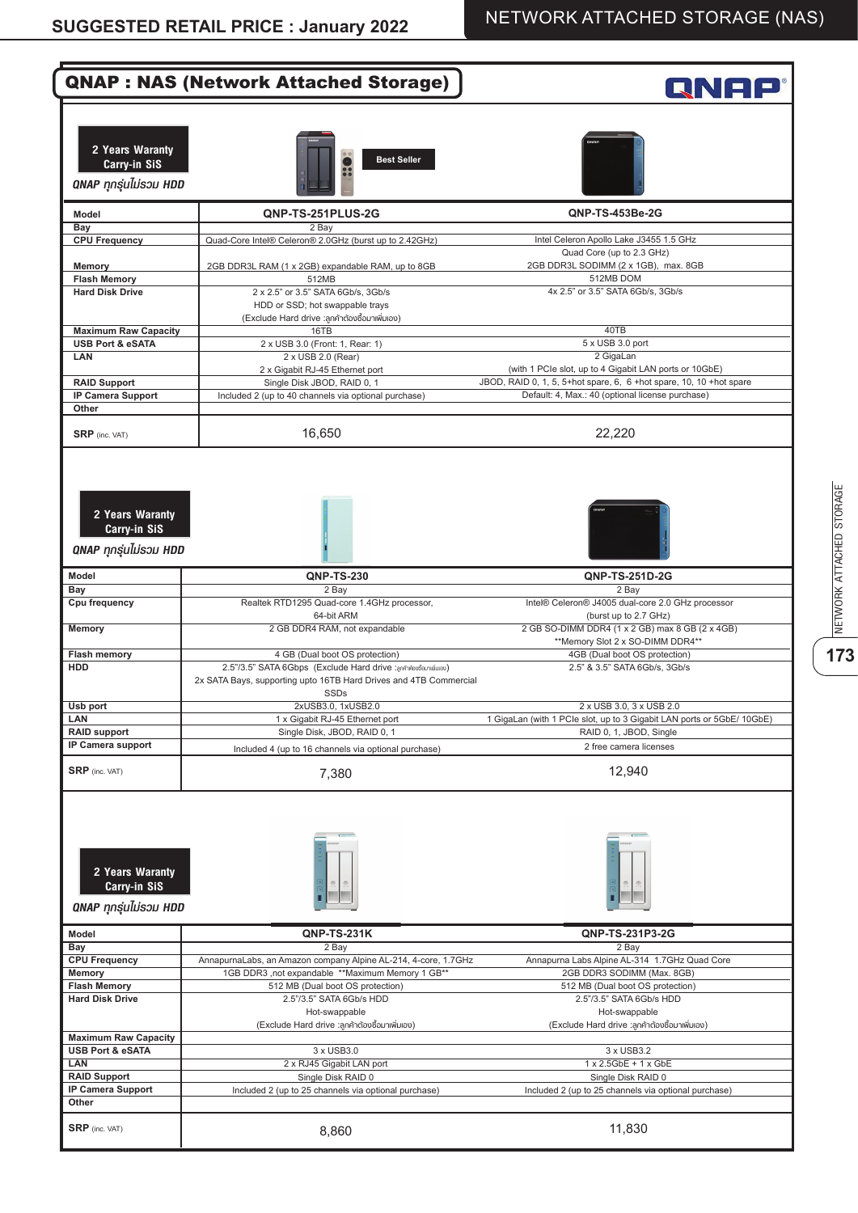# QNAP : NAS (Network Attached Storage)

**2 Years Waranty Carry-in SiS**

*QNAP ทุกรุ่นไม่รวม HDD*

Best Seller

| Model | QNP-TS-251PLUS-2G | QNP-TS-453Be-2G |
|---|---|---|
| Bay | 2 Bay | |
| CPU Frequency | Quad-Core Intel® Celeron® 2.0GHz (burst up to 2.42GHz) | Intel Celeron Apollo Lake J3455 1.5 GHz Quad Core (up to 2.3 GHz) |
| Memory | 2GB DDR3L RAM (1 x 2GB) expandable RAM, up to 8GB | 2GB DDR3L SODIMM (2 x 1GB), max. 8GB |
| Flash Memory | 512MB | 512MB DOM |
| Hard Disk Drive | 2 x 2.5" or 3.5" SATA 6Gb/s, 3Gb/s HDD or SSD; hot swappable trays (Exclude Hard drive :ลูกค้าต้องซื้อมาเพิ่มเอง) | 4x 2.5" or 3.5" SATA 6Gb/s, 3Gb/s |
| Maximum Raw Capacity | 16TB | 40TB |
| USB Port & eSATA | 2 x USB 3.0 (Front: 1, Rear: 1) | 5 x USB 3.0 port |
| LAN | 2 x USB 2.0 (Rear) 2 x Gigabit RJ-45 Ethernet port | 2 GigaLan (with 1 PCIe slot, up to 4 Gigabit LAN ports or 10GbE) |
| RAID Support | Single Disk JBOD, RAID 0, 1 | JBOD, RAID 0, 1, 5, 5+hot spare, 6, 6 +hot spare, 10, 10 +hot spare |
| IP Camera Support | Included 2 (up to 40 channels via optional purchase) | Default: 4, Max.: 40 (optional license purchase) |
| Other | | |
| SRP (inc. VAT) | 16,650 | 22,220 |

**2 Years Waranty Carry-in SiS**

*QNAP ทุกรุ่นไม่รวม HDD*

| Model | QNP-TS-230 | QNP-TS-251D-2G |
|---|---|---|
| Bay | 2 Bay | 2 Bay |
| Cpu frequency | Realtek RTD1295 Quad-core 1.4GHz processor, 64-bit ARM | Intel® Celeron® J4005 dual-core 2.0 GHz processor (burst up to 2.7 GHz) |
| Memory | 2 GB DDR4 RAM, not expandable | 2 GB SO-DIMM DDR4 (1 x 2 GB) max 8 GB (2 x 4GB) **Memory Slot 2 x SO-DIMM DDR4** |
| Flash memory | 4 GB (Dual boot OS protection) | 4GB (Dual boot OS protection) |
| HDD | 2.5"/3.5" SATA 6Gbps (Exclude Hard drive :ลูกค้าต้องซื้อมาเพิ่มเอง) 2x SATA Bays, supporting upto 16TB Hard Drives and 4TB Commercial SSDs | 2.5" & 3.5" SATA 6Gb/s, 3Gb/s |
| Usb port | 2xUSB3.0, 1xUSB2.0 | 2 x USB 3.0, 3 x USB 2.0 |
| LAN | 1 x Gigabit RJ-45 Ethernet port | 1 GigaLan (with 1 PCIe slot, up to 3 Gigabit LAN ports or 5GbE/ 10GbE) |
| RAID support | Single Disk, JBOD, RAID 0, 1 | RAID 0, 1, JBOD, Single |
| IP Camera support | Included 4 (up to 16 channels via optional purchase) | 2 free camera licenses |
| SRP (inc. VAT) | 7,380 | 12,940 |

**2 Years Waranty Carry-in SiS**

*QNAP ทุกรุ่นไม่รวม HDD*

| Model | QNP-TS-231K | QNP-TS-231P3-2G |
|---|---|---|
| Bay | 2 Bay | 2 Bay |
| CPU Frequency | AnnapurnaLabs, an Amazon company Alpine AL-214, 4-core, 1.7GHz | Annapurna Labs Alpine AL-314 1.7GHz Quad Core |
| Memory | 1GB DDR3 ,not expandable **Maximum Memory 1 GB** | 2GB DDR3 SODIMM (Max. 8GB) |
| Flash Memory | 512 MB (Dual boot OS protection) | 512 MB (Dual boot OS protection) |
| Hard Disk Drive | 2.5"/3.5" SATA 6Gb/s HDD Hot-swappable (Exclude Hard drive :ลูกค้าต้องซื้อมาเพิ่มเอง) | 2.5"/3.5" SATA 6Gb/s HDD Hot-swappable (Exclude Hard drive :ลูกค้าต้องซื้อมาเพิ่มเอง) |
| Maximum Raw Capacity | | |
| USB Port & eSATA | 3 x USB3.0 | 3 x USB3.2 |
| LAN | 2 x RJ45 Gigabit LAN port | 1 x 2.5GbE + 1 x GbE |
| RAID Support | Single Disk RAID 0 | Single Disk RAID 0 |
| IP Camera Support | Included 2 (up to 25 channels via optional purchase) | Included 2 (up to 25 channels via optional purchase) |
| Other | | |
| SRP (inc. VAT) | 8,860 | 11,830 |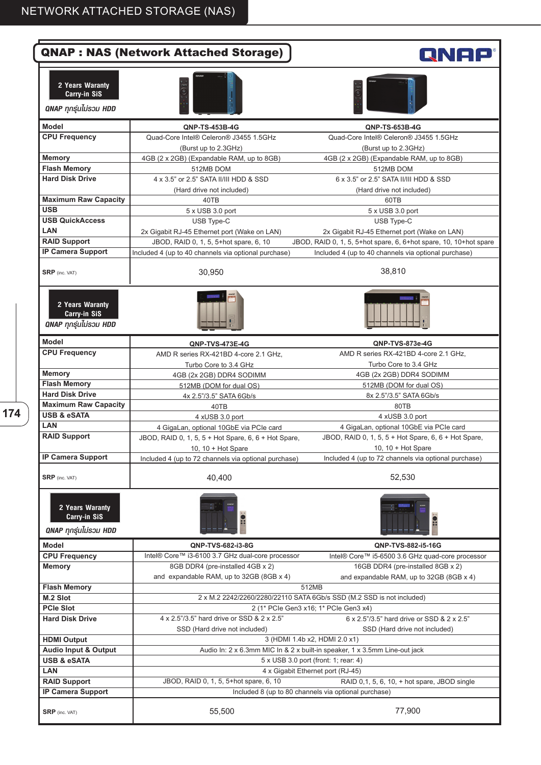# QNAP : NAS (Network Attached Storage)

**2 Years Warranty Carry-in SiS**

*QNAP ทุกรุ่นไม่รวม HDD*

| Model | QNP-TS-453B-4G | QNP-TS-653B-4G |
|---|---|---|
| CPU Frequency | Quad-Core Intel® Celeron® J3455 1.5GHz (Burst up to 2.3GHz) | Quad-Core Intel® Celeron® J3455 1.5GHz (Burst up to 2.3GHz) |
| Memory | 4GB (2 x 2GB) (Expandable RAM, up to 8GB) | 4GB (2 x 2GB) (Expandable RAM, up to 8GB) |
| Flash Memory | 512MB DOM | 512MB DOM |
| Hard Disk Drive | 4 x 3.5" or 2.5" SATA II/III HDD & SSD (Hard drive not included) | 6 x 3.5" or 2.5" SATA II/III HDD & SSD (Hard drive not included) |
| Maximum Raw Capacity | 40TB | 60TB |
| USB | 5 x USB 3.0 port | 5 x USB 3.0 port |
| USB QuickAccess | USB Type-C | USB Type-C |
| LAN | 2x Gigabit RJ-45 Ethernet port (Wake on LAN) | 2x Gigabit RJ-45 Ethernet port (Wake on LAN) |
| RAID Support | JBOD, RAID 0, 1, 5, 5+hot spare, 6, 10 | JBOD, RAID 0, 1, 5, 5+hot spare, 6, 6+hot spare, 10, 10+hot spare |
| IP Camera Support | Included 4 (up to 40 channels via optional purchase) | Included 4 (up to 40 channels via optional purchase) |
| SRP (inc. VAT) | 30,950 | 38,810 |

**2 Years Warranty Carry-in SiS**

*QNAP ทุกรุ่นไม่รวม HDD*

| Model | QNP-TVS-473E-4G | QNP-TVS-873e-4G |
|---|---|---|
| CPU Frequency | AMD R series RX-421BD 4-core 2.1 GHz, Turbo Core to 3.4 GHz | AMD R series RX-421BD 4-core 2.1 GHz, Turbo Core to 3.4 GHz |
| Memory | 4GB (2x 2GB) DDR4 SODIMM | 4GB (2x 2GB) DDR4 SODIMM |
| Flash Memory | 512MB (DOM for dual OS) | 512MB (DOM for dual OS) |
| Hard Disk Drive | 4x 2.5"/3.5" SATA 6Gb/s | 8x 2.5"/3.5" SATA 6Gb/s |
| Maximum Raw Capacity | 40TB | 80TB |
| USB & eSATA | 4 xUSB 3.0 port | 4 xUSB 3.0 port |
| LAN | 4 GigaLan, optional 10GbE via PCIe card | 4 GigaLan, optional 10GbE via PCIe card |
| RAID Support | JBOD, RAID 0, 1, 5, 5 + Hot Spare, 6, 6 + Hot Spare, 10, 10 + Hot Spare | JBOD, RAID 0, 1, 5, 5 + Hot Spare, 6, 6 + Hot Spare, 10, 10 + Hot Spare |
| IP Camera Support | Included 4 (up to 72 channels via optional purchase) | Included 4 (up to 72 channels via optional purchase) |
| SRP (inc. VAT) | 40,400 | 52,530 |

**2 Years Warranty Carry-in SiS**

*QNAP ทุกรุ่นไม่รวม HDD*

| Model | QNP-TVS-682-i3-8G | QNP-TVS-882-i5-16G |
|---|---|---|
| CPU Frequency | Intel® Core™ i3-6100 3.7 GHz dual-core processor | Intel® Core™ i5-6500 3.6 GHz quad-core processor |
| Memory | 8GB DDR4 (pre-installed 4GB x 2) and expandable RAM, up to 32GB (8GB x 4) | 16GB DDR4 (pre-installed 8GB x 2) and expandable RAM, up to 32GB (8GB x 4) |
| Flash Memory | 512MB | 512MB |
| M.2 Slot | 2 x M.2 2242/2260/2280/22110 SATA 6Gb/s SSD (M.2 SSD is not included) | 2 x M.2 2242/2260/2280/22110 SATA 6Gb/s SSD (M.2 SSD is not included) |
| PCIe Slot | 2 (1* PCIe Gen3 x16; 1* PCIe Gen3 x4) | 2 (1* PCIe Gen3 x16; 1* PCIe Gen3 x4) |
| Hard Disk Drive | 4 x 2.5"/3.5" hard drive or SSD & 2 x 2.5" SSD (Hard drive not included) | 6 x 2.5"/3.5" hard drive or SSD & 2 x 2.5" SSD (Hard drive not included) |
| HDMI Output | 3 (HDMI 1.4b x2, HDMI 2.0 x1) | 3 (HDMI 1.4b x2, HDMI 2.0 x1) |
| Audio Input & Output | Audio In: 2 x 6.3mm MIC In & 2 x built-in speaker, 1 x 3.5mm Line-out jack | Audio In: 2 x 6.3mm MIC In & 2 x built-in speaker, 1 x 3.5mm Line-out jack |
| USB & eSATA | 5 x USB 3.0 port (front: 1; rear: 4) | 5 x USB 3.0 port (front: 1; rear: 4) |
| LAN | 4 x Gigabit Ethernet port (RJ-45) | 4 x Gigabit Ethernet port (RJ-45) |
| RAID Support | JBOD, RAID 0, 1, 5, 5+hot spare, 6, 10 | RAID 0,1, 5, 6, 10, + hot spare, JBOD single |
| IP Camera Support | Included 8 (up to 80 channels via optional purchase) | Included 8 (up to 80 channels via optional purchase) |
| SRP (inc. VAT) | 55,500 | 77,900 |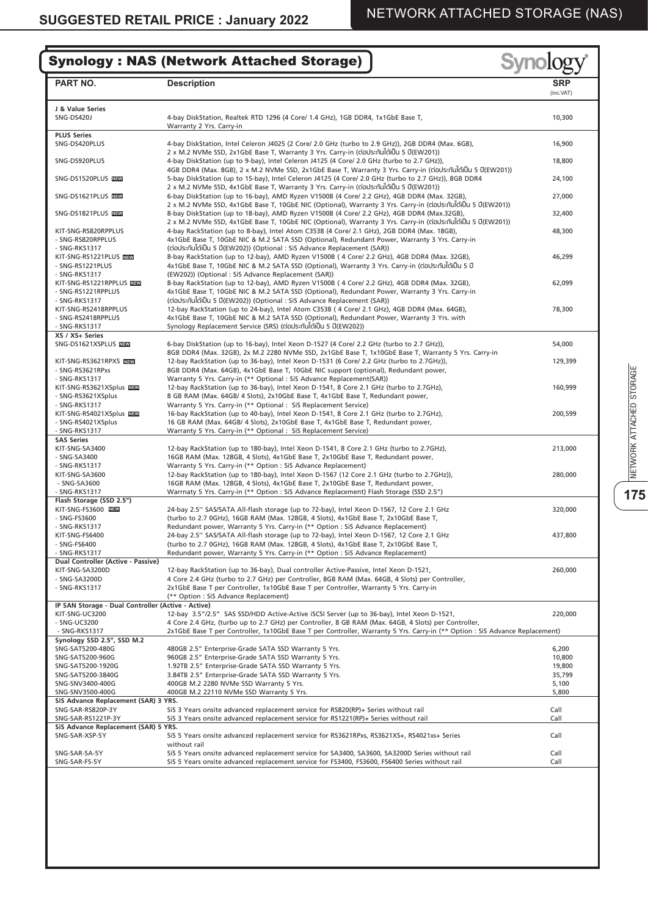## Synology : NAS (Network Attached Storage)

| PART NO. | Description | SRP (inc.VAT) |
|---|---|---|
| **J & Value Series** | | |
| SNG-DS420J | 4-bay DiskStation, Realtek RTD 1296 (4 Core/ 1.4 GHz), 1GB DDR4, 1x1GbE Base T, Warranty 2 Yrs. Carry-in | 10,300 |
| **PLUS Series** | | |
| SNG-DS420PLUS | 4-bay DiskStation, Intel Celeron J4025 (2 Core/ 2.0 GHz (turbo to 2.9 GHz)), 2GB DDR4 (Max. 6GB), 2 x M.2 NVMe SSD, 2x1GbE Base T, Warranty 3 Yrs. Carry-in (ต่อประกันได้เป็น 5 ปี(EW201)) | 16,900 |
| SNG-DS920PLUS | 4-bay DiskStation (up to 9-bay), Intel Celeron J4125 (4 Core/ 2.0 GHz (turbo to 2.7 GHz)), 4GB DDR4 (Max. 8GB), 2 x M.2 NVMe SSD, 2x1GbE Base T, Warranty 3 Yrs. Carry-in (ต่อประกันได้เป็น 5 ปี(EW201)) | 18,800 |
| SNG-DS1520PLUS NEW | 5-bay DiskStation (up to 15-bay), Intel Celeron J4125 (4 Core/ 2.0 GHz (turbo to 2.7 GHz)), 8GB DDR4 2 x M.2 NVMe SSD, 4x1GbE Base T, Warranty 3 Yrs. Carry-in (ต่อประกันได้เป็น 5 ปี(EW201)) | 24,100 |
| SNG-DS1621PLUS NEW | 6-bay DiskStation (up to 16-bay), AMD Ryzen V1500B (4 Core/ 2.2 GHz), 4GB DDR4 (Max. 32GB), 2 x M.2 NVMe SSD, 4x1GbE Base T, 10GbE NIC (Optional), Warranty 3 Yrs. Carry-in (ต่อประกันได้เป็น 5 ปี(EW201)) | 27,000 |
| SNG-DS1821PLUS NEW | 8-bay DiskStation (up to 18-bay), AMD Ryzen V1500B (4 Core/ 2.2 GHz), 4GB DDR4 (Max.32GB), 2 x M.2 NVMe SSD, 4x1GbE Base T, 10GbE NIC (Optional), Warranty 3 Yrs. Carry-in (ต่อประกันได้เป็น 5 ปี(EW201)) | 32,400 |
| KIT-SNG-RS820RPPLUS<br>- SNG-RS820RPPLUS<br>- SNG-RKS1317 | 4-bay RackStation (up to 8-bay), Intel Atom C3538 (4 Core/ 2.1 GHz), 2GB DDR4 (Max. 18GB), 4x1GbE Base T, 10GbE NIC & M.2 SATA SSD (Optional), Redundant Power, Warranty 3 Yrs. Carry-in (ต่อประกันได้เป็น 5 ปี(EW202)) (Optional : SiS Advance Replacement (SAR)) | 48,300 |
| KIT-SNG-RS1221PLUS NEW<br>- SNG-RS1221PLUS<br>- SNG-RKS1317 | 8-bay RackStation (up to 12-bay), AMD Ryzen V1500B ( 4 Core/ 2.2 GHz), 4GB DDR4 (Max. 32GB), 4x1GbE Base T, 10GbE NIC & M.2 SATA SSD (Optional), Warranty 3 Yrs. Carry-in (ต่อประกันได้เป็น 5 ปี (EW202)) (Optional : SiS Advance Replacement (SAR)) | 46,299 |
| KIT-SNG-RS1221RPPLUS NEW<br>- SNG-RS1221RPPLUS<br>- SNG-RKS1317 | 8-bay RackStation (up to 12-bay), AMD Ryzen V1500B ( 4 Core/ 2.2 GHz), 4GB DDR4 (Max. 32GB), 4x1GbE Base T, 10GbE NIC & M.2 SATA SSD (Optional), Redundant Power, Warranty 3 Yrs. Carry-in (ต่อประกันได้เป็น 5 ปี(EW202)) (Optional : SiS Advance Replacement (SAR)) | 62,099 |
| KIT-SNG-RS2418RPPLUS<br>- SNG-RS2418RPPLUS<br>- SNG-RKS1317 | 12-bay RackStation (up to 24-bay), Intel Atom C3538 ( 4 Core/ 2.1 GHz), 4GB DDR4 (Max. 64GB), 4x1GbE Base T, 10GbE NIC & M.2 SATA SSD (Optional), Redundant Power, Warranty 3 Yrs. with Synology Replacement Service (SRS) (ต่อประกันได้เป็น 5 ปี(EW202)) | 78,300 |
| **XS / XS+ Series** | | |
| SNG-DS1621XSPLUS NEW | 6-bay DiskStation (up to 16-bay), Intel Xeon D-1527 (4 Core/ 2.2 GHz (turbo to 2.7 GHz)), 8GB DDR4 (Max. 32GB), 2x M.2 2280 NVMe SSD, 2x1GbE Base T, 1x10GbE Base T, Warranty 5 Yrs. Carry-in | 54,000 |
| KIT-SNG-RS3621RPXS NEW<br>- SNG-RS3621RPxs<br>- SNG-RKS1317 | 12-bay RackStation (up to 36-bay), Intel Xeon D-1531 (6 Core/ 2.2 GHz (turbo to 2.7GHz)), 8GB DDR4 (Max. 64GB), 4x1GbE Base T, 10GbE NIC support (optional), Redundant power, Warranty 5 Yrs. Carry-in (** Optional : SiS Advance Replacement(SAR)) | 129,399 |
| KIT-SNG-RS3621XSplus NEW<br>- SNG-RS3621XSplus<br>- SNG-RKS1317 | 12-bay RackStation (up to 36-bay), Intel Xeon D-1541, 8 Core 2.1 GHz (turbo to 2.7GHz), 8 GB RAM (Max. 64GB/ 4 Slots), 2x10GbE Base T, 4x1GbE Base T, Redundant power, Warranty 5 Yrs. Carry-in (** Optional : SiS Replacement Service) | 160,999 |
| KIT-SNG-RS4021XSplus NEW<br>- SNG-RS4021XSplus<br>- SNG-RKS1317 | 16-bay RackStation (up to 40-bay), Intel Xeon D-1541, 8 Core 2.1 GHz (turbo to 2.7GHz), 16 GB RAM (Max. 64GB/ 4 Slots), 2x10GbE Base T, 4x1GbE Base T, Redundant power, Warranty 5 Yrs. Carry-in (** Optional : SiS Replacement Service) | 200,599 |
| **SAS Series** | | |
| KIT-SNG-SA3400<br>- SNG-SA3400<br>- SNG-RKS1317 | 12-bay RackStation (up to 180-bay), Intel Xeon D-1541, 8 Core 2.1 GHz (turbo to 2.7GHz), 16GB RAM (Max. 128GB, 4 Slots), 4x1GbE Base T, 2x10GbE Base T, Redundant power, Warranty 5 Yrs. Carry-in (** Option : SiS Advance Replacement) | 213,000 |
| KIT-SNG-SA3600<br>- SNG-SA3600<br>- SNG-RKS1317 | 12-bay RackStation (up to 180-bay), Intel Xeon D-1567 (12 Core 2.1 GHz (turbo to 2.7GHz)), 16GB RAM (Max. 128GB, 4 Slots), 4x1GbE Base T, 2x10GbE Base T, Redundant power, Warrnaty 5 Yrs. Carry-in (** Option : SiS Advance Replacement) Flash Storage (SSD 2.5") | 280,000 |
| **Flash Storage (SSD 2.5")** | | |
| KIT-SNG-FS3600 NEW<br>- SNG-FS3600<br>- SNG-RKS1317 | 24-bay 2.5'' SAS/SATA All-flash storage (up to 72-bay), Intel Xeon D-1567, 12 Core 2.1 GHz (turbo to 2.7 0GHz), 16GB RAM (Max. 128GB, 4 Slots), 4x1GbE Base T, 2x10GbE Base T, Redundant power, Warranty 5 Yrs. Carry-in (** Option : SiS Advance Replacement) | 320,000 |
| KIT-SNG-FS6400<br>- SNG-FS6400<br>- SNG-RKS1317 | 24-bay 2.5'' SAS/SATA All-flash storage (up to 72-bay), Intel Xeon D-1567, 12 Core 2.1 GHz (turbo to 2.7 0GHz), 16GB RAM (Max. 128GB, 4 Slots), 4x1GbE Base T, 2x10GbE Base T, Redundant power, Warranty 5 Yrs. Carry-in (** Option : SiS Advance Replacement) | 437,800 |
| **Dual Controller (Active - Passive)** | | |
| KIT-SNG-SA3200D<br>- SNG-SA3200D<br>- SNG-RKS1317 | 12-bay RackStation (up to 36-bay), Dual controller Active-Passive, Intel Xeon D-1521, 4 Core 2.4 GHz (turbo to 2.7 GHz) per Controller, 8GB RAM (Max. 64GB, 4 Slots) per Controller, 2x1GbE Base T per Controller, 1x10GbE Base T per Controller, Warranty 5 Yrs. Carry-in (** Option : SiS Advance Replacement) | 260,000 |
| **IP SAN Storage - Dual Controller (Active - Active)** | | |
| KIT-SNG-UC3200<br>- SNG-UC3200<br>- SNG-RKS1317 | 12-bay 3.5"/2.5" SAS SSD/HDD Active-Active iSCSI Server (up to 36-bay), Intel Xeon D-1521, 4 Core 2.4 GHz, (turbo up to 2.7 GHz) per Controller, 8 GB RAM (Max. 64GB, 4 Slots) per Controller, 2x1GbE Base T per Controller, 1x10GbE Base T per Controller, Warranty 5 Yrs. Carry-in (** Option : SiS Advance Replacement) | 220,000 |
| **Synology SSD 2.5", SSD M.2** | | |
| SNG-SAT5200-480G | 480GB 2.5" Enterprise-Grade SATA SSD Warranty 5 Yrs. | 6,200 |
| SNG-SAT5200-960G | 960GB 2.5" Enterprise-Grade SATA SSD Warranty 5 Yrs. | 10,800 |
| SNG-SAT5200-1920G | 1.92TB 2.5" Enterprise-Grade SATA SSD Warranty 5 Yrs. | 19,800 |
| SNG-SAT5200-3840G | 3.84TB 2.5" Enterprise-Grade SATA SSD Warranty 5 Yrs. | 35,799 |
| SNG-SNV3400-400G | 400GB M.2 2280 NVMe SSD Warranty 5 Yrs. | 5,100 |
| SNG-SNV3500-400G | 400GB M.2 22110 NVMe SSD Warranty 5 Yrs. | 5,800 |
| **SiS Advance Replacement (SAR) 3 YRS.** | | |
| SNG-SAR-RS820P-3Y | SiS 3 Years onsite advanced replacement service for RS820(RP)+ Series without rail | Call |
| SNG-SAR-RS1221P-3Y | SiS 3 Years onsite advanced replacement service for RS1221(RP)+ Series without rail | Call |
| **SiS Advance Replacement (SAR) 5 YRS.** | | |
| SNG-SAR-XSP-5Y | SiS 5 Years onsite advanced replacement service for RS3621RPxs, RS3621XS+, RS4021xs+ Series without rail | Call |
| SNG-SAR-SA-5Y | SiS 5 Years onsite advanced replacement service for SA3400, SA3600, SA3200D Series without rail | Call |
| SNG-SAR-FS-5Y | SiS 5 Years onsite advanced replacement service for FS3400, FS3600, FS6400 Series without rail | Call |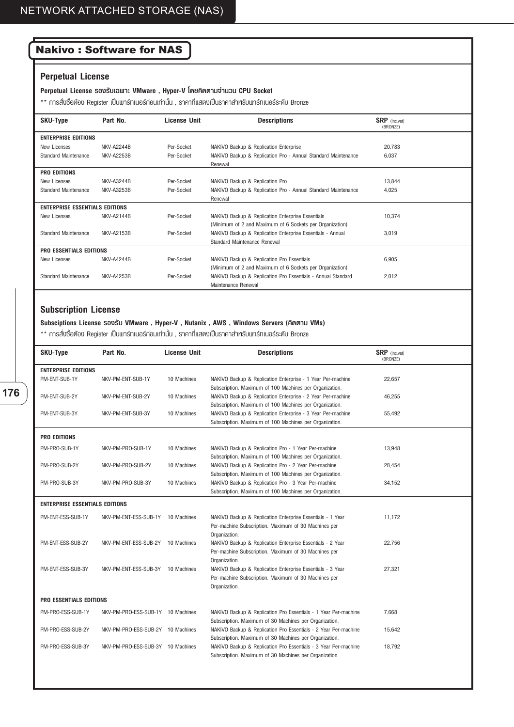## Nakivo : Software for NAS

### Perpetual License

**Perpetual License รองรับเฉพาะ VMware , Hyper-V โดยคิดตามจำนวน CPU Socket**

** การสั่งซื้อต้อง Register เป็นพาร์ทเนอร์ก่อนเท่านั้น , ราคาที่แสดงเป็นราคาสำหรับพาร์ทเนอร์ระดับ Bronze

| SKU-Type | Part No. | License Unit | Descriptions | SRP (inc.vat) (BRONZE) |
|---|---|---|---|---|
| **ENTERPRISE EDITIONS** | | | | |
| New Licenses | NKV-A2244B | Per-Socket | NAKIVO Backup & Replication Enterprise | 20,783 |
| Standard Maintenance | NKV-A2253B | Per-Socket | NAKIVO Backup & Replication Pro - Annual Standard Maintenance Renewal | 6,037 |
| **PRO EDITIONS** | | | | |
| New Licenses | NKV-A3244B | Per-Socket | NAKIVO Backup & Replication Pro | 13,844 |
| Standard Maintenance | NKV-A3253B | Per-Socket | NAKIVO Backup & Replication Pro - Annual Standard Maintenance Renewal | 4,025 |
| **ENTERPRISE ESSENTIALS EDITIONS** | | | | |
| New Licenses | NKV-A2144B | Per-Socket | NAKIVO Backup & Replication Enterprise Essentials (Minimum of 2 and Maximum of 6 Sockets per Organization) | 10,374 |
| Standard Maintenance | NKV-A2153B | Per-Socket | NAKIVO Backup & Replication Enterprise Essentials - Annual Standard Maintenance Renewal | 3,019 |
| **PRO ESSENTIALS EDITIONS** | | | | |
| New Licenses | NKV-A4244B | Per-Socket | NAKIVO Backup & Replication Pro Essentials (Minimum of 2 and Maximum of 6 Sockets per Organization) | 6,905 |
| Standard Maintenance | NKV-A4253B | Per-Socket | NAKIVO Backup & Replication Pro Essentials - Annual Standard Maintenance Renewal | 2,012 |

### Subscription License

**Subsciptions License รองรับ VMware , Hyper-V , Nutanix , AWS , Windows Servers (คิดตาม VMs)**

** การสั่งซื้อต้อง Register เป็นพาร์ทเนอร์ก่อนเท่านั้น , ราคาที่แสดงเป็นราคาสำหรับพาร์ทเนอร์ระดับ Bronze

| SKU-Type | Part No. | License Unit | Descriptions | SRP (inc.vat) (BRONZE) |
|---|---|---|---|---|
| **ENTERPRISE EDITIONS** | | | | |
| PM-ENT-SUB-1Y | NKV-PM-ENT-SUB-1Y | 10 Machines | NAKIVO Backup & Replication Enterprise - 1 Year Per-machine Subscription. Maximum of 100 Machines per Organization. | 22,657 |
| PM-ENT-SUB-2Y | NKV-PM-ENT-SUB-2Y | 10 Machines | NAKIVO Backup & Replication Enterprise - 2 Year Per-machine Subscription. Maximum of 100 Machines per Organization. | 46,255 |
| PM-ENT-SUB-3Y | NKV-PM-ENT-SUB-3Y | 10 Machines | NAKIVO Backup & Replication Enterprise - 3 Year Per-machine Subscription. Maximum of 100 Machines per Organization. | 55,492 |
| **PRO EDITIONS** | | | | |
| PM-PRO-SUB-1Y | NKV-PM-PRO-SUB-1Y | 10 Machines | NAKIVO Backup & Replication Pro - 1 Year Per-machine Subscription. Maximum of 100 Machines per Organization. | 13,948 |
| PM-PRO-SUB-2Y | NKV-PM-PRO-SUB-2Y | 10 Machines | NAKIVO Backup & Replication Pro - 2 Year Per-machine Subscription. Maximum of 100 Machines per Organization. | 28,454 |
| PM-PRO-SUB-3Y | NKV-PM-PRO-SUB-3Y | 10 Machines | NAKIVO Backup & Replication Pro - 3 Year Per-machine Subscription. Maximum of 100 Machines per Organization. | 34,152 |
| **ENTERPRISE ESSENTIALS EDITIONS** | | | | |
| PM-ENT-ESS-SUB-1Y | NKV-PM-ENT-ESS-SUB-1Y | 10 Machines | NAKIVO Backup & Replication Enterprise Essentials - 1 Year Per-machine Subscription. Maximum of 30 Machines per Organization. | 11,172 |
| PM-ENT-ESS-SUB-2Y | NKV-PM-ENT-ESS-SUB-2Y | 10 Machines | NAKIVO Backup & Replication Enterprise Essentials - 2 Year Per-machine Subscription. Maximum of 30 Machines per Organization. | 22,756 |
| PM-ENT-ESS-SUB-3Y | NKV-PM-ENT-ESS-SUB-3Y | 10 Machines | NAKIVO Backup & Replication Enterprise Essentials - 3 Year Per-machine Subscription. Maximum of 30 Machines per Organization. | 27,321 |
| **PRO ESSENTIALS EDITIONS** | | | | |
| PM-PRO-ESS-SUB-1Y | NKV-PM-PRO-ESS-SUB-1Y | 10 Machines | NAKIVO Backup & Replication Pro Essentials - 1 Year Per-machine Subscription. Maximum of 30 Machines per Organization. | 7,668 |
| PM-PRO-ESS-SUB-2Y | NKV-PM-PRO-ESS-SUB-2Y | 10 Machines | NAKIVO Backup & Replication Pro Essentials - 2 Year Per-machine Subscription. Maximum of 30 Machines per Organization. | 15,642 |
| PM-PRO-ESS-SUB-3Y | NKV-PM-PRO-ESS-SUB-3Y | 10 Machines | NAKIVO Backup & Replication Pro Essentials - 3 Year Per-machine Subscription. Maximum of 30 Machines per Organization. | 18,792 |